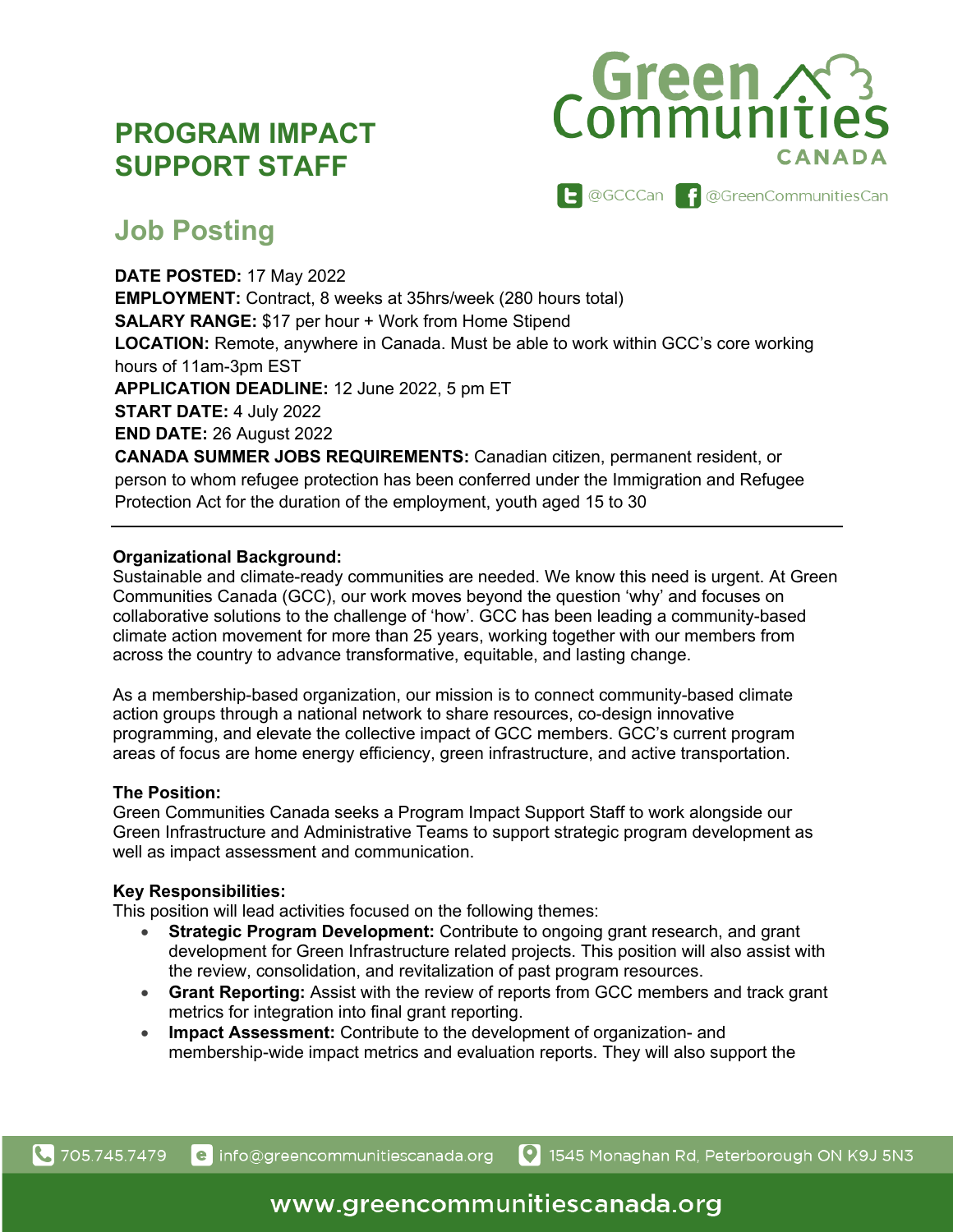# PROGRAM IMPACT SUPPORT STAFF

Green Communities CANADA

@GCCCan @GreenCommunitiesCan

## Job Posting

**DATE POSTED:** 17 May 2022
**EMPLOYMENT:** Contract, 8 weeks at 35hrs/week (280 hours total)
**SALARY RANGE:** $17 per hour + Work from Home Stipend
**LOCATION:** Remote, anywhere in Canada. Must be able to work within GCC's core working hours of 11am-3pm EST
**APPLICATION DEADLINE:** 12 June 2022, 5 pm ET
**START DATE:** 4 July 2022
**END DATE:** 26 August 2022
**CANADA SUMMER JOBS REQUIREMENTS:** Canadian citizen, permanent resident, or person to whom refugee protection has been conferred under the Immigration and Refugee Protection Act for the duration of the employment, youth aged 15 to 30

---

**Organizational Background:**
Sustainable and climate-ready communities are needed. We know this need is urgent. At Green Communities Canada (GCC), our work moves beyond the question 'why' and focuses on collaborative solutions to the challenge of 'how'. GCC has been leading a community-based climate action movement for more than 25 years, working together with our members from across the country to advance transformative, equitable, and lasting change.

As a membership-based organization, our mission is to connect community-based climate action groups through a national network to share resources, co-design innovative programming, and elevate the collective impact of GCC members. GCC's current program areas of focus are home energy efficiency, green infrastructure, and active transportation.

**The Position:**
Green Communities Canada seeks a Program Impact Support Staff to work alongside our Green Infrastructure and Administrative Teams to support strategic program development as well as impact assessment and communication.

**Key Responsibilities:**
This position will lead activities focused on the following themes:

- **Strategic Program Development:** Contribute to ongoing grant research, and grant development for Green Infrastructure related projects. This position will also assist with the review, consolidation, and revitalization of past program resources.
- **Grant Reporting:** Assist with the review of reports from GCC members and track grant metrics for integration into final grant reporting.
- **Impact Assessment:** Contribute to the development of organization- and membership-wide impact metrics and evaluation reports. They will also support the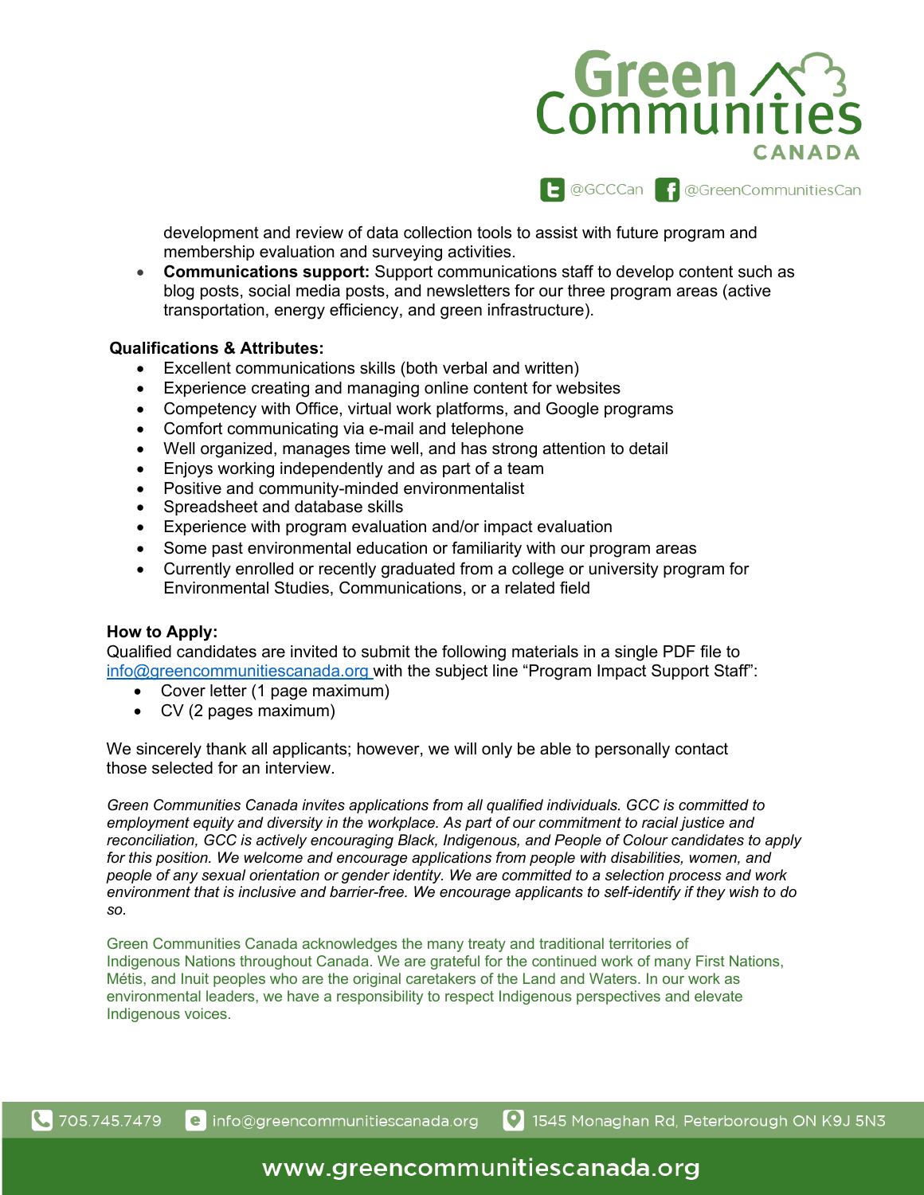development and review of data collection tools to assist with future program and membership evaluation and surveying activities.

- **Communications support:** Support communications staff to develop content such as blog posts, social media posts, and newsletters for our three program areas (active transportation, energy efficiency, and green infrastructure).

**Qualifications & Attributes:**

- Excellent communications skills (both verbal and written)
- Experience creating and managing online content for websites
- Competency with Office, virtual work platforms, and Google programs
- Comfort communicating via e-mail and telephone
- Well organized, manages time well, and has strong attention to detail
- Enjoys working independently and as part of a team
- Positive and community-minded environmentalist
- Spreadsheet and database skills
- Experience with program evaluation and/or impact evaluation
- Some past environmental education or familiarity with our program areas
- Currently enrolled or recently graduated from a college or university program for Environmental Studies, Communications, or a related field

**How to Apply:**

Qualified candidates are invited to submit the following materials in a single PDF file to info@greencommunitiescanada.org with the subject line "Program Impact Support Staff":

- Cover letter (1 page maximum)
- CV (2 pages maximum)

We sincerely thank all applicants; however, we will only be able to personally contact those selected for an interview.

*Green Communities Canada invites applications from all qualified individuals. GCC is committed to employment equity and diversity in the workplace. As part of our commitment to racial justice and reconciliation, GCC is actively encouraging Black, Indigenous, and People of Colour candidates to apply for this position. We welcome and encourage applications from people with disabilities, women, and people of any sexual orientation or gender identity. We are committed to a selection process and work environment that is inclusive and barrier-free. We encourage applicants to self-identify if they wish to do so.*

Green Communities Canada acknowledges the many treaty and traditional territories of Indigenous Nations throughout Canada. We are grateful for the continued work of many First Nations, Métis, and Inuit peoples who are the original caretakers of the Land and Waters. In our work as environmental leaders, we have a responsibility to respect Indigenous perspectives and elevate Indigenous voices.